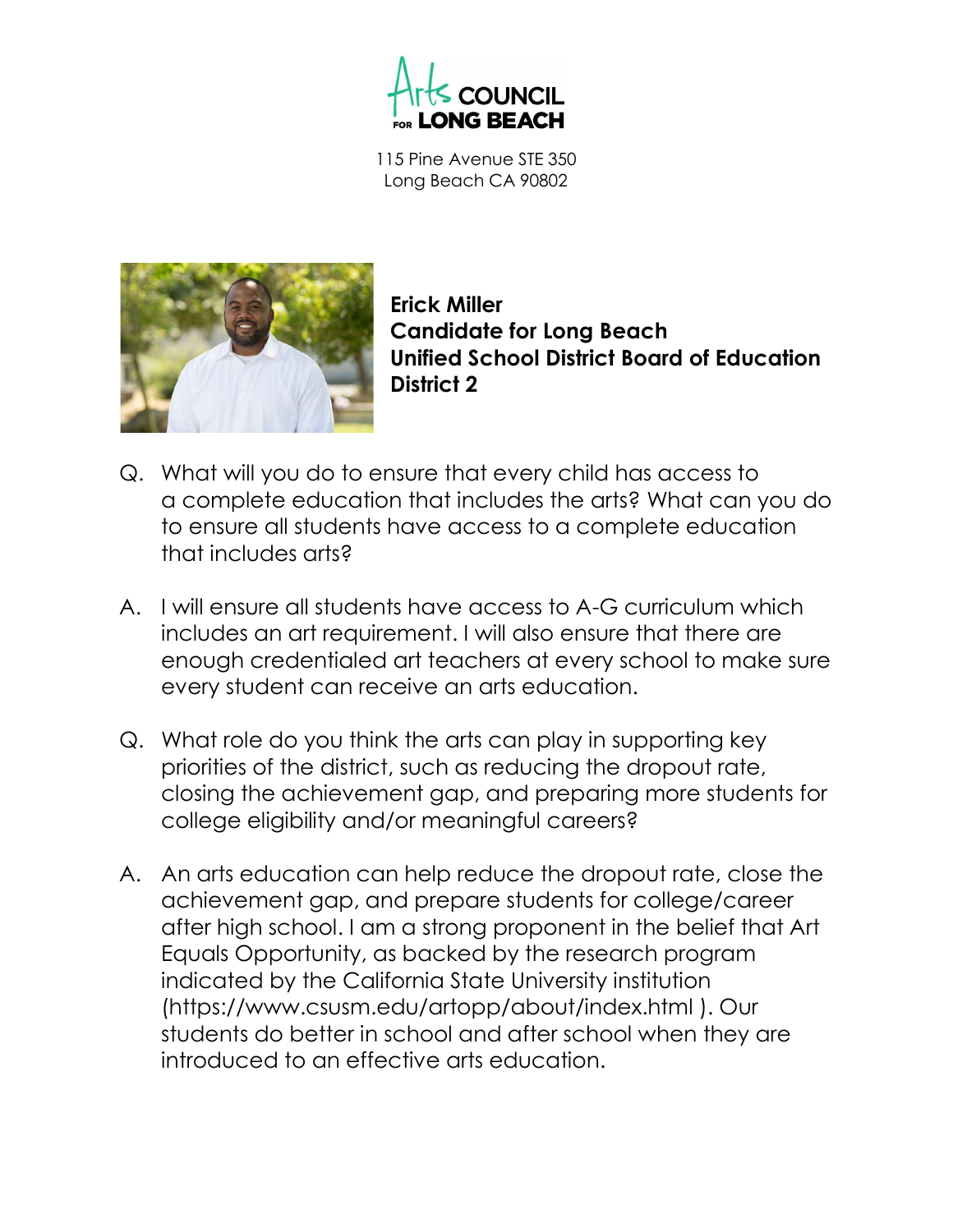Arts COUNCIL FOR LONG BEACH

115 Pine Avenue STE 350
Long Beach CA 90802

**Erick Miller**
**Candidate for Long Beach Unified School District Board of Education District 2**

Q. What will you do to ensure that every child has access to a complete education that includes the arts? What can you do to ensure all students have access to a complete education that includes arts?

A. I will ensure all students have access to A-G curriculum which includes an art requirement. I will also ensure that there are enough credentialed art teachers at every school to make sure every student can receive an arts education.

Q. What role do you think the arts can play in supporting key priorities of the district, such as reducing the dropout rate, closing the achievement gap, and preparing more students for college eligibility and/or meaningful careers?

A. An arts education can help reduce the dropout rate, close the achievement gap, and prepare students for college/career after high school. I am a strong proponent in the belief that Art Equals Opportunity, as backed by the research program indicated by the California State University institution (https://www.csusm.edu/artopp/about/index.html ). Our students do better in school and after school when they are introduced to an effective arts education.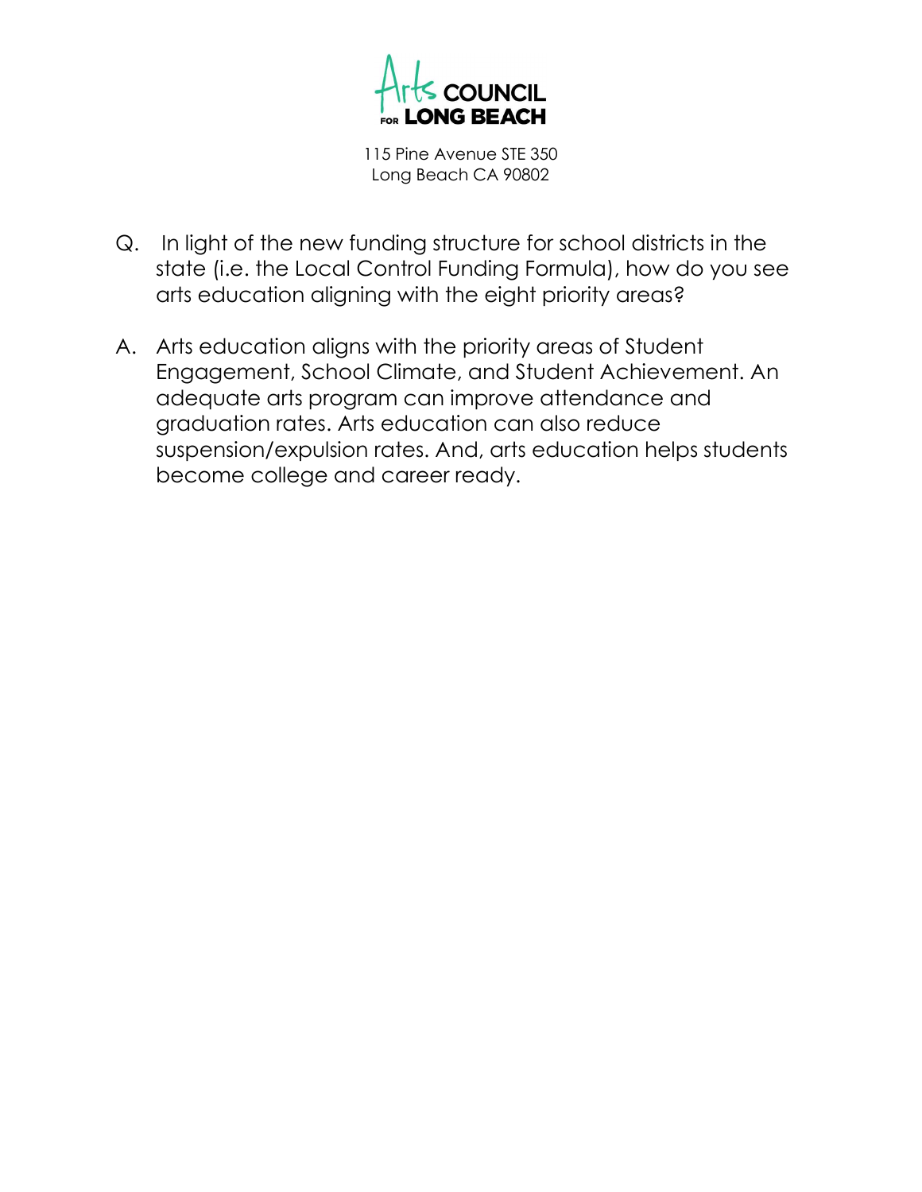Arts COUNCIL FOR LONG BEACH

115 Pine Avenue STE 350
Long Beach CA 90802

Q. In light of the new funding structure for school districts in the state (i.e. the Local Control Funding Formula), how do you see arts education aligning with the eight priority areas?

A. Arts education aligns with the priority areas of Student Engagement, School Climate, and Student Achievement. An adequate arts program can improve attendance and graduation rates. Arts education can also reduce suspension/expulsion rates. And, arts education helps students become college and career ready.